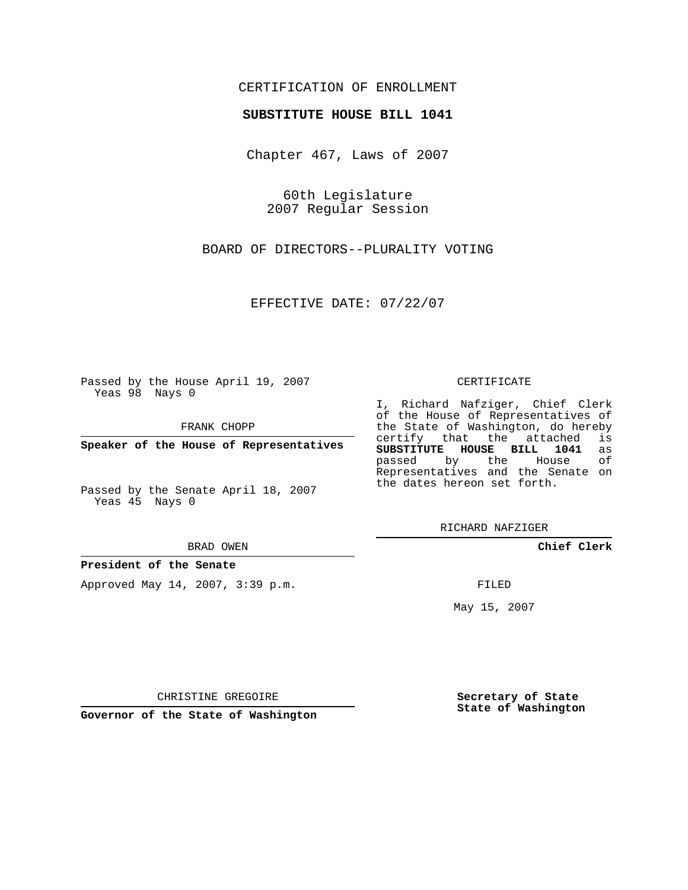CERTIFICATION OF ENROLLMENT

**SUBSTITUTE HOUSE BILL 1041**

Chapter 467, Laws of 2007

60th Legislature
2007 Regular Session

BOARD OF DIRECTORS--PLURALITY VOTING

EFFECTIVE DATE: 07/22/07

Passed by the House April 19, 2007
Yeas 98 Nays 0

FRANK CHOPP

**Speaker of the House of Representatives**

Passed by the Senate April 18, 2007
Yeas 45 Nays 0

BRAD OWEN

**President of the Senate**

Approved May 14, 2007, 3:39 p.m.

CHRISTINE GREGOIRE

**Governor of the State of Washington**

CERTIFICATE

I, Richard Nafziger, Chief Clerk of the House of Representatives of the State of Washington, do hereby certify that the attached is **SUBSTITUTE HOUSE BILL 1041** as passed by the House of Representatives and the Senate on the dates hereon set forth.

RICHARD NAFZIGER

**Chief Clerk**

FILED

May 15, 2007

**Secretary of State**
**State of Washington**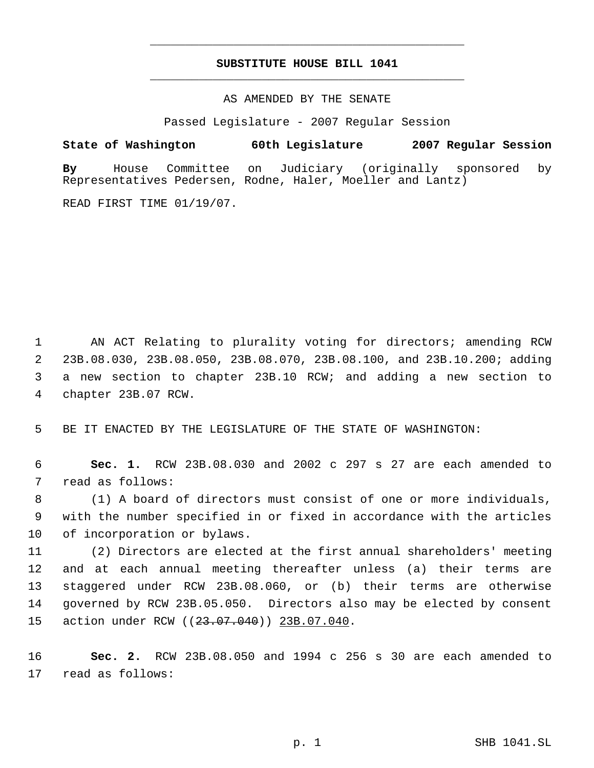# SUBSTITUTE HOUSE BILL 1041

AS AMENDED BY THE SENATE

Passed Legislature - 2007 Regular Session

**State of Washington 60th Legislature 2007 Regular Session**

**By** House Committee on Judiciary (originally sponsored by Representatives Pedersen, Rodne, Haler, Moeller and Lantz)

READ FIRST TIME 01/19/07.

AN ACT Relating to plurality voting for directors; amending RCW 23B.08.030, 23B.08.050, 23B.08.070, 23B.08.100, and 23B.10.200; adding a new section to chapter 23B.10 RCW; and adding a new section to chapter 23B.07 RCW.

BE IT ENACTED BY THE LEGISLATURE OF THE STATE OF WASHINGTON:

**Sec. 1.** RCW 23B.08.030 and 2002 c 297 s 27 are each amended to read as follows:

(1) A board of directors must consist of one or more individuals, with the number specified in or fixed in accordance with the articles of incorporation or bylaws.

(2) Directors are elected at the first annual shareholders' meeting and at each annual meeting thereafter unless (a) their terms are staggered under RCW 23B.08.060, or (b) their terms are otherwise governed by RCW 23B.05.050. Directors also may be elected by consent action under RCW ((~~23.07.040~~)) <u>23B.07.040</u>.

**Sec. 2.** RCW 23B.08.050 and 1994 c 256 s 30 are each amended to read as follows: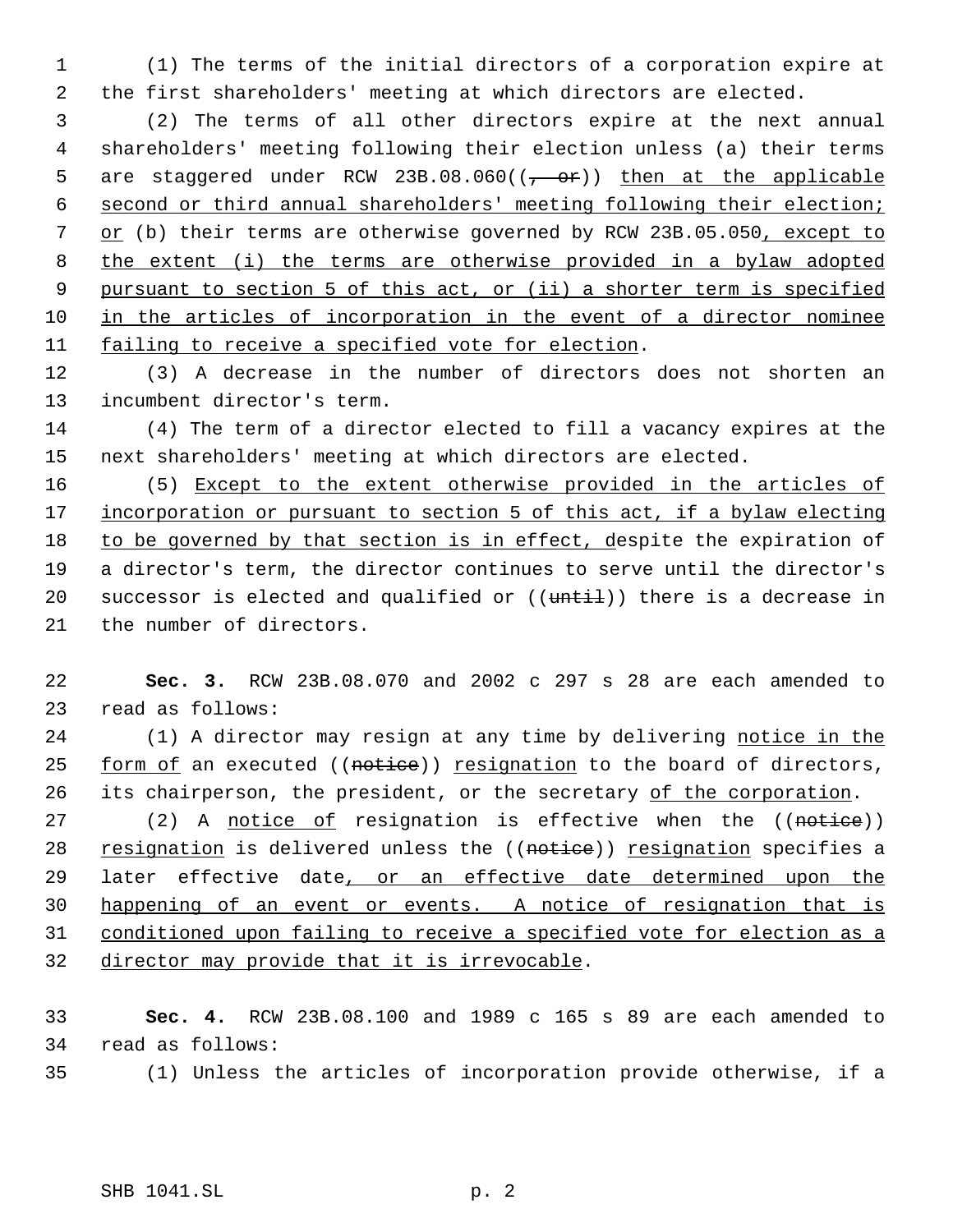(1) The terms of the initial directors of a corporation expire at the first shareholders' meeting at which directors are elected.

(2) The terms of all other directors expire at the next annual shareholders' meeting following their election unless (a) their terms are staggered under RCW 23B.08.060((~~, or~~)) then at the applicable second or third annual shareholders' meeting following their election; or (b) their terms are otherwise governed by RCW 23B.05.050, except to the extent (i) the terms are otherwise provided in a bylaw adopted pursuant to section 5 of this act, or (ii) a shorter term is specified in the articles of incorporation in the event of a director nominee failing to receive a specified vote for election.

(3) A decrease in the number of directors does not shorten an incumbent director's term.

(4) The term of a director elected to fill a vacancy expires at the next shareholders' meeting at which directors are elected.

(5) Except to the extent otherwise provided in the articles of incorporation or pursuant to section 5 of this act, if a bylaw electing to be governed by that section is in effect, despite the expiration of a director's term, the director continues to serve until the director's successor is elected and qualified or ((~~until~~)) there is a decrease in the number of directors.

**Sec. 3.** RCW 23B.08.070 and 2002 c 297 s 28 are each amended to read as follows:

(1) A director may resign at any time by delivering notice in the form of an executed ((~~notice~~)) resignation to the board of directors, its chairperson, the president, or the secretary of the corporation.

(2) A notice of resignation is effective when the ((~~notice~~)) resignation is delivered unless the ((~~notice~~)) resignation specifies a later effective date, or an effective date determined upon the happening of an event or events. A notice of resignation that is conditioned upon failing to receive a specified vote for election as a director may provide that it is irrevocable.

**Sec. 4.** RCW 23B.08.100 and 1989 c 165 s 89 are each amended to read as follows:

(1) Unless the articles of incorporation provide otherwise, if a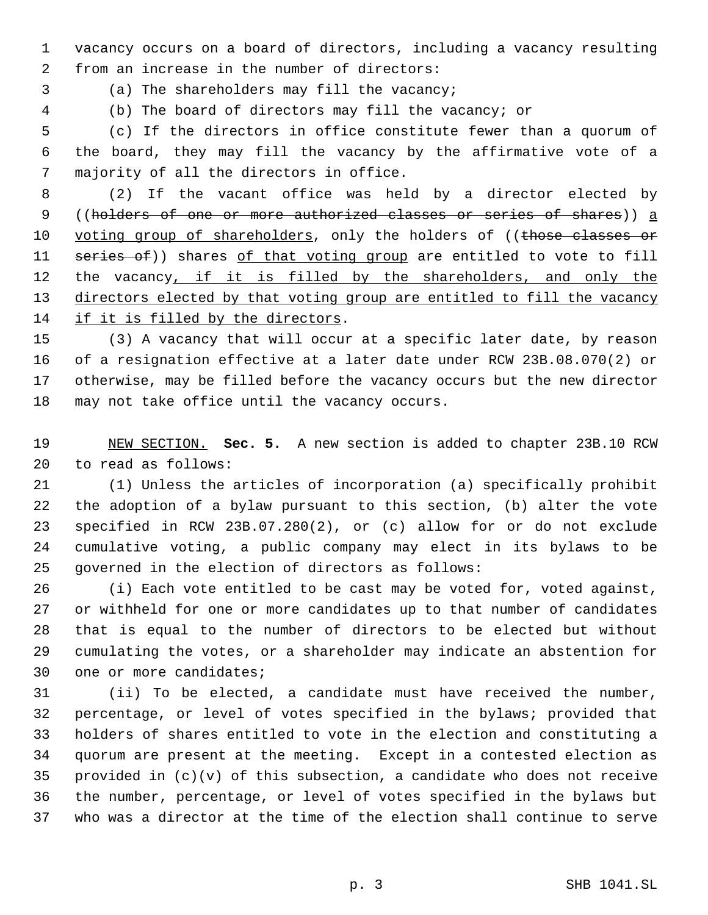vacancy occurs on a board of directors, including a vacancy resulting from an increase in the number of directors:

(a) The shareholders may fill the vacancy;

(b) The board of directors may fill the vacancy; or

(c) If the directors in office constitute fewer than a quorum of the board, they may fill the vacancy by the affirmative vote of a majority of all the directors in office.

(2) If the vacant office was held by a director elected by ((~~holders of one or more authorized classes or series of shares~~)) <u>a voting group of shareholders</u>, only the holders of ((~~those classes or series of~~)) shares <u>of that voting group</u> are entitled to vote to fill the vacancy<u>, if it is filled by the shareholders, and only the directors elected by that voting group are entitled to fill the vacancy if it is filled by the directors</u>.

(3) A vacancy that will occur at a specific later date, by reason of a resignation effective at a later date under RCW 23B.08.070(2) or otherwise, may be filled before the vacancy occurs but the new director may not take office until the vacancy occurs.

<u>NEW SECTION.</u> **Sec. 5.** A new section is added to chapter 23B.10 RCW to read as follows:

(1) Unless the articles of incorporation (a) specifically prohibit the adoption of a bylaw pursuant to this section, (b) alter the vote specified in RCW 23B.07.280(2), or (c) allow for or do not exclude cumulative voting, a public company may elect in its bylaws to be governed in the election of directors as follows:

(i) Each vote entitled to be cast may be voted for, voted against, or withheld for one or more candidates up to that number of candidates that is equal to the number of directors to be elected but without cumulating the votes, or a shareholder may indicate an abstention for one or more candidates;

(ii) To be elected, a candidate must have received the number, percentage, or level of votes specified in the bylaws; provided that holders of shares entitled to vote in the election and constituting a quorum are present at the meeting. Except in a contested election as provided in (c)(v) of this subsection, a candidate who does not receive the number, percentage, or level of votes specified in the bylaws but who was a director at the time of the election shall continue to serve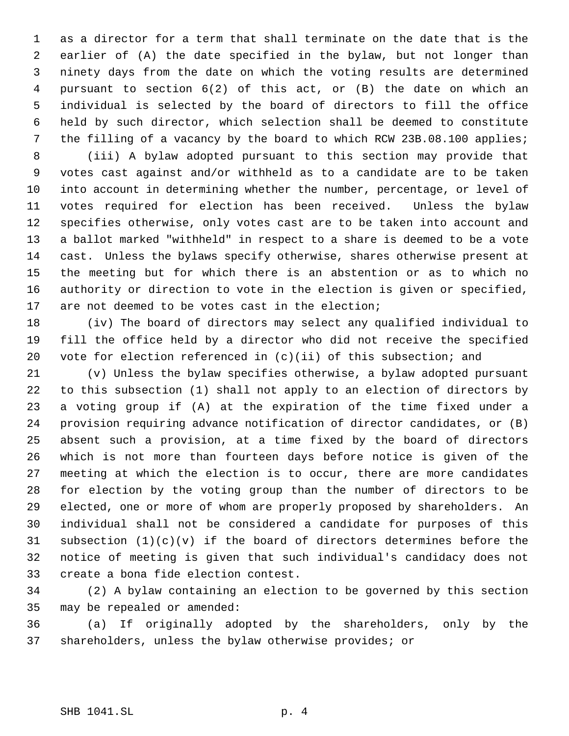as a director for a term that shall terminate on the date that is the earlier of (A) the date specified in the bylaw, but not longer than ninety days from the date on which the voting results are determined pursuant to section 6(2) of this act, or (B) the date on which an individual is selected by the board of directors to fill the office held by such director, which selection shall be deemed to constitute the filling of a vacancy by the board to which RCW 23B.08.100 applies;

(iii) A bylaw adopted pursuant to this section may provide that votes cast against and/or withheld as to a candidate are to be taken into account in determining whether the number, percentage, or level of votes required for election has been received. Unless the bylaw specifies otherwise, only votes cast are to be taken into account and a ballot marked "withheld" in respect to a share is deemed to be a vote cast. Unless the bylaws specify otherwise, shares otherwise present at the meeting but for which there is an abstention or as to which no authority or direction to vote in the election is given or specified, are not deemed to be votes cast in the election;

(iv) The board of directors may select any qualified individual to fill the office held by a director who did not receive the specified vote for election referenced in (c)(ii) of this subsection; and

(v) Unless the bylaw specifies otherwise, a bylaw adopted pursuant to this subsection (1) shall not apply to an election of directors by a voting group if (A) at the expiration of the time fixed under a provision requiring advance notification of director candidates, or (B) absent such a provision, at a time fixed by the board of directors which is not more than fourteen days before notice is given of the meeting at which the election is to occur, there are more candidates for election by the voting group than the number of directors to be elected, one or more of whom are properly proposed by shareholders. An individual shall not be considered a candidate for purposes of this subsection (1)(c)(v) if the board of directors determines before the notice of meeting is given that such individual's candidacy does not create a bona fide election contest.

(2) A bylaw containing an election to be governed by this section may be repealed or amended:

(a) If originally adopted by the shareholders, only by the shareholders, unless the bylaw otherwise provides; or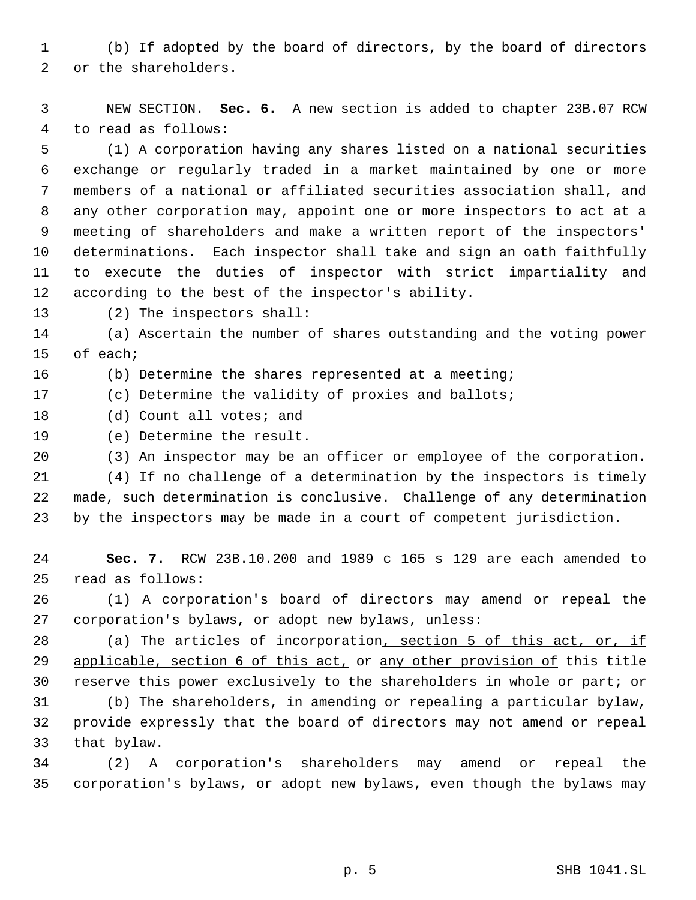(b) If adopted by the board of directors, by the board of directors or the shareholders.

<u>NEW SECTION.</u> **Sec. 6.** A new section is added to chapter 23B.07 RCW to read as follows:

(1) A corporation having any shares listed on a national securities exchange or regularly traded in a market maintained by one or more members of a national or affiliated securities association shall, and any other corporation may, appoint one or more inspectors to act at a meeting of shareholders and make a written report of the inspectors' determinations. Each inspector shall take and sign an oath faithfully to execute the duties of inspector with strict impartiality and according to the best of the inspector's ability.

(2) The inspectors shall:

(a) Ascertain the number of shares outstanding and the voting power of each;

(b) Determine the shares represented at a meeting;

(c) Determine the validity of proxies and ballots;

(d) Count all votes; and

(e) Determine the result.

(3) An inspector may be an officer or employee of the corporation.

(4) If no challenge of a determination by the inspectors is timely made, such determination is conclusive. Challenge of any determination by the inspectors may be made in a court of competent jurisdiction.

**Sec. 7.** RCW 23B.10.200 and 1989 c 165 s 129 are each amended to read as follows:

(1) A corporation's board of directors may amend or repeal the corporation's bylaws, or adopt new bylaws, unless:

(a) The articles of incorporation<u>, section 5 of this act, or, if applicable, section 6 of this act,</u> or <u>any other provision of</u> this title reserve this power exclusively to the shareholders in whole or part; or

(b) The shareholders, in amending or repealing a particular bylaw, provide expressly that the board of directors may not amend or repeal that bylaw.

(2) A corporation's shareholders may amend or repeal the corporation's bylaws, or adopt new bylaws, even though the bylaws may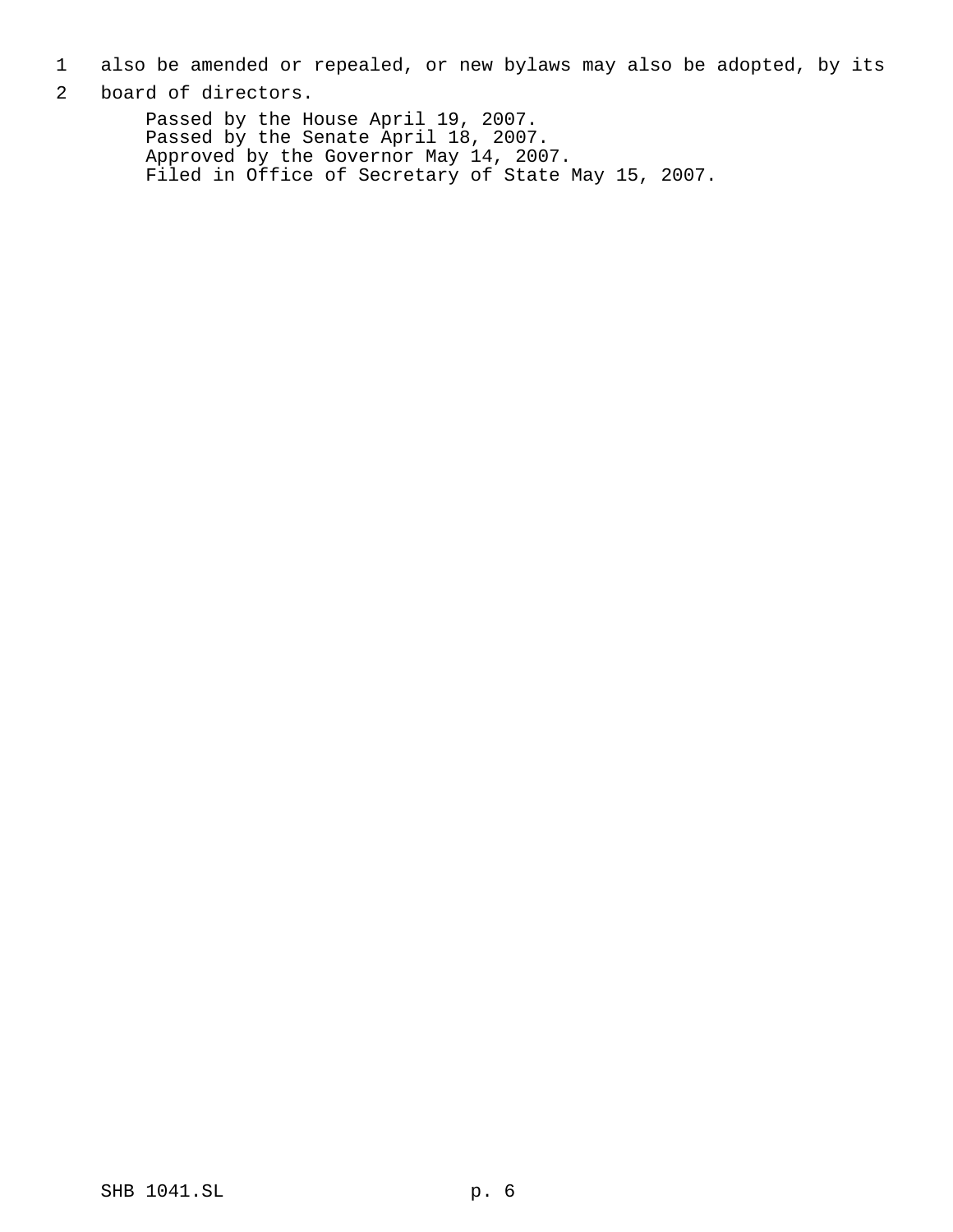also be amended or repealed, or new bylaws may also be adopted, by its board of directors.

Passed by the House April 19, 2007.
Passed by the Senate April 18, 2007.
Approved by the Governor May 14, 2007.
Filed in Office of Secretary of State May 15, 2007.